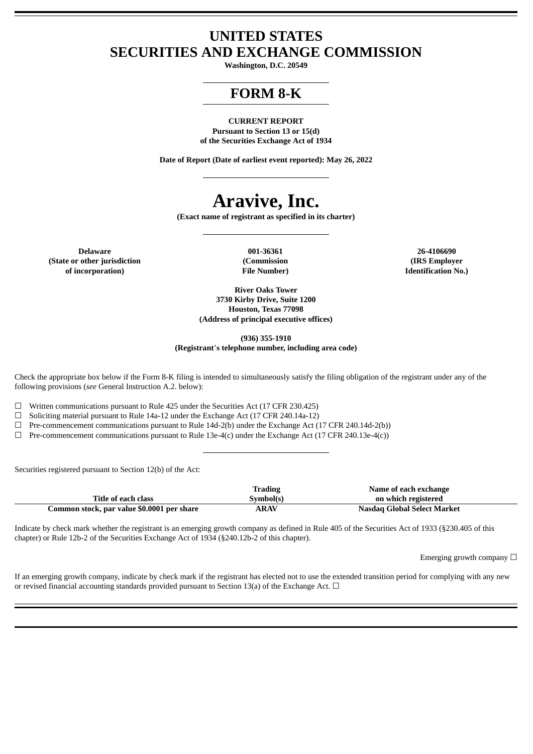# UNITED STATES
# SECURITIES AND EXCHANGE COMMISSION

**Washington, D.C. 20549**

# FORM 8-K

**CURRENT REPORT**
**Pursuant to Section 13 or 15(d)**
**of the Securities Exchange Act of 1934**

**Date of Report (Date of earliest event reported): May 26, 2022**

# Aravive, Inc.

**(Exact name of registrant as specified in its charter)**

| Delaware | 001-36361 | 26-4106690 |
|---|---|---|
| (State or other jurisdiction of incorporation) | (Commission File Number) | (IRS Employer Identification No.) |

**River Oaks Tower**
**3730 Kirby Drive, Suite 1200**
**Houston, Texas 77098**
**(Address of principal executive offices)**

**(936) 355-1910**
**(Registrant's telephone number, including area code)**

Check the appropriate box below if the Form 8-K filing is intended to simultaneously satisfy the filing obligation of the registrant under any of the following provisions (*see* General Instruction A.2. below):

☐ Written communications pursuant to Rule 425 under the Securities Act (17 CFR 230.425)

☐ Soliciting material pursuant to Rule 14a-12 under the Exchange Act (17 CFR 240.14a-12)

☐ Pre-commencement communications pursuant to Rule 14d-2(b) under the Exchange Act (17 CFR 240.14d-2(b))

☐ Pre-commencement communications pursuant to Rule 13e-4(c) under the Exchange Act (17 CFR 240.13e-4(c))

Securities registered pursuant to Section 12(b) of the Act:

| Title of each class | Trading Symbol(s) | Name of each exchange on which registered |
|---|---|---|
| **Common stock, par value $0.0001 per share** | **ARAV** | **Nasdaq Global Select Market** |

Indicate by check mark whether the registrant is an emerging growth company as defined in Rule 405 of the Securities Act of 1933 (§230.405 of this chapter) or Rule 12b-2 of the Securities Exchange Act of 1934 (§240.12b-2 of this chapter).

Emerging growth company ☐

If an emerging growth company, indicate by check mark if the registrant has elected not to use the extended transition period for complying with any new or revised financial accounting standards provided pursuant to Section 13(a) of the Exchange Act. ☐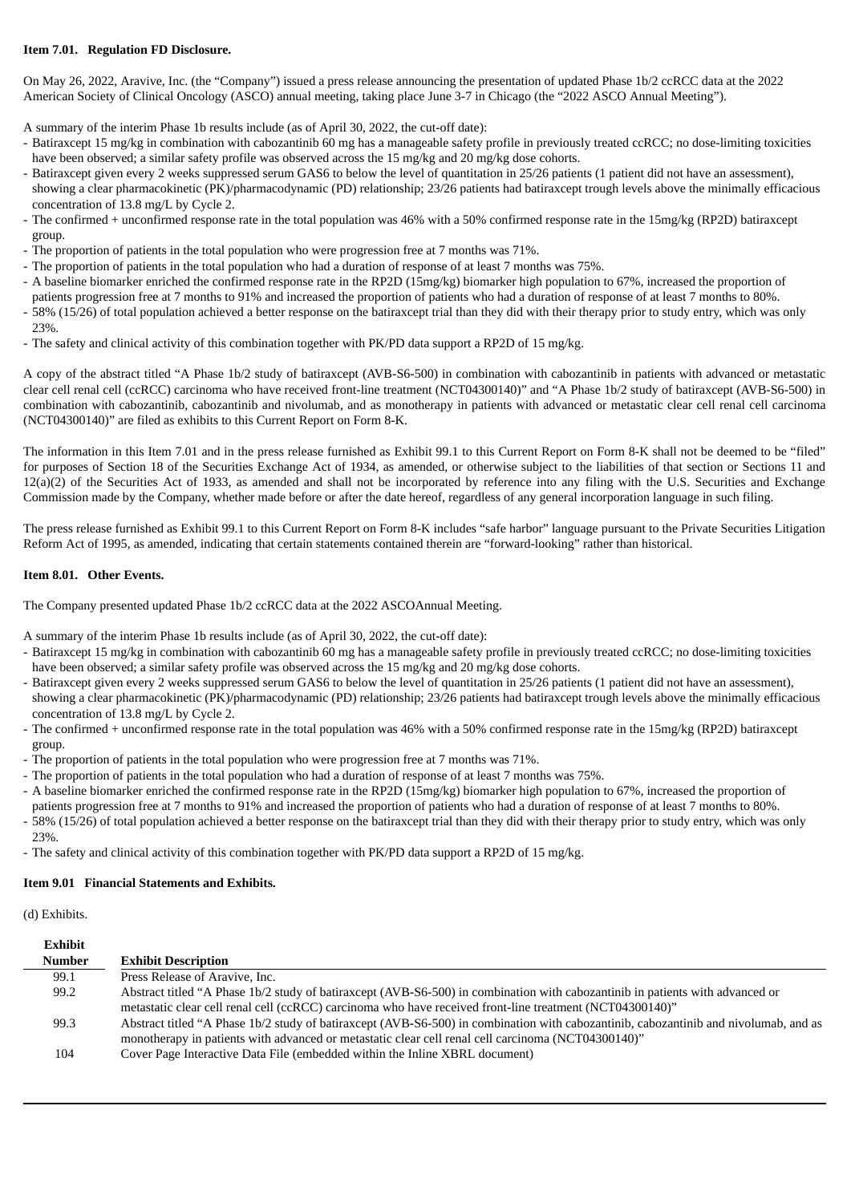**Item 7.01. Regulation FD Disclosure.**

On May 26, 2022, Aravive, Inc. (the "Company") issued a press release announcing the presentation of updated Phase 1b/2 ccRCC data at the 2022 American Society of Clinical Oncology (ASCO) annual meeting, taking place June 3-7 in Chicago (the "2022 ASCO Annual Meeting").

A summary of the interim Phase 1b results include (as of April 30, 2022, the cut-off date):

- Batiraxcept 15 mg/kg in combination with cabozantinib 60 mg has a manageable safety profile in previously treated ccRCC; no dose-limiting toxicities have been observed; a similar safety profile was observed across the 15 mg/kg and 20 mg/kg dose cohorts.
- Batiraxcept given every 2 weeks suppressed serum GAS6 to below the level of quantitation in 25/26 patients (1 patient did not have an assessment), showing a clear pharmacokinetic (PK)/pharmacodynamic (PD) relationship; 23/26 patients had batiraxcept trough levels above the minimally efficacious concentration of 13.8 mg/L by Cycle 2.
- The confirmed + unconfirmed response rate in the total population was 46% with a 50% confirmed response rate in the 15mg/kg (RP2D) batiraxcept group.
- The proportion of patients in the total population who were progression free at 7 months was 71%.
- The proportion of patients in the total population who had a duration of response of at least 7 months was 75%.
- A baseline biomarker enriched the confirmed response rate in the RP2D (15mg/kg) biomarker high population to 67%, increased the proportion of patients progression free at 7 months to 91% and increased the proportion of patients who had a duration of response of at least 7 months to 80%.
- 58% (15/26) of total population achieved a better response on the batiraxcept trial than they did with their therapy prior to study entry, which was only 23%.
- The safety and clinical activity of this combination together with PK/PD data support a RP2D of 15 mg/kg.

A copy of the abstract titled "A Phase 1b/2 study of batiraxcept (AVB-S6-500) in combination with cabozantinib in patients with advanced or metastatic clear cell renal cell (ccRCC) carcinoma who have received front-line treatment (NCT04300140)" and "A Phase 1b/2 study of batiraxcept (AVB-S6-500) in combination with cabozantinib, cabozantinib and nivolumab, and as monotherapy in patients with advanced or metastatic clear cell renal cell carcinoma (NCT04300140)" are filed as exhibits to this Current Report on Form 8-K.

The information in this Item 7.01 and in the press release furnished as Exhibit 99.1 to this Current Report on Form 8-K shall not be deemed to be "filed" for purposes of Section 18 of the Securities Exchange Act of 1934, as amended, or otherwise subject to the liabilities of that section or Sections 11 and 12(a)(2) of the Securities Act of 1933, as amended and shall not be incorporated by reference into any filing with the U.S. Securities and Exchange Commission made by the Company, whether made before or after the date hereof, regardless of any general incorporation language in such filing.

The press release furnished as Exhibit 99.1 to this Current Report on Form 8-K includes "safe harbor" language pursuant to the Private Securities Litigation Reform Act of 1995, as amended, indicating that certain statements contained therein are "forward-looking" rather than historical.

**Item 8.01. Other Events.**

The Company presented updated Phase 1b/2 ccRCC data at the 2022 ASCOAnnual Meeting.

A summary of the interim Phase 1b results include (as of April 30, 2022, the cut-off date):

- Batiraxcept 15 mg/kg in combination with cabozantinib 60 mg has a manageable safety profile in previously treated ccRCC; no dose-limiting toxicities have been observed; a similar safety profile was observed across the 15 mg/kg and 20 mg/kg dose cohorts.
- Batiraxcept given every 2 weeks suppressed serum GAS6 to below the level of quantitation in 25/26 patients (1 patient did not have an assessment), showing a clear pharmacokinetic (PK)/pharmacodynamic (PD) relationship; 23/26 patients had batiraxcept trough levels above the minimally efficacious concentration of 13.8 mg/L by Cycle 2.
- The confirmed + unconfirmed response rate in the total population was 46% with a 50% confirmed response rate in the 15mg/kg (RP2D) batiraxcept group.
- The proportion of patients in the total population who were progression free at 7 months was 71%.
- The proportion of patients in the total population who had a duration of response of at least 7 months was 75%.
- A baseline biomarker enriched the confirmed response rate in the RP2D (15mg/kg) biomarker high population to 67%, increased the proportion of patients progression free at 7 months to 91% and increased the proportion of patients who had a duration of response of at least 7 months to 80%.
- 58% (15/26) of total population achieved a better response on the batiraxcept trial than they did with their therapy prior to study entry, which was only 23%.
- The safety and clinical activity of this combination together with PK/PD data support a RP2D of 15 mg/kg.

**Item 9.01 Financial Statements and Exhibits.**

(d) Exhibits.

| Exhibit Number | Exhibit Description |
|---|---|
| 99.1 | Press Release of Aravive, Inc. |
| 99.2 | Abstract titled "A Phase 1b/2 study of batiraxcept (AVB-S6-500) in combination with cabozantinib in patients with advanced or metastatic clear cell renal cell (ccRCC) carcinoma who have received front-line treatment (NCT04300140)" |
| 99.3 | Abstract titled "A Phase 1b/2 study of batiraxcept (AVB-S6-500) in combination with cabozantinib, cabozantinib and nivolumab, and as monotherapy in patients with advanced or metastatic clear cell renal cell carcinoma (NCT04300140)" |
| 104 | Cover Page Interactive Data File (embedded within the Inline XBRL document) |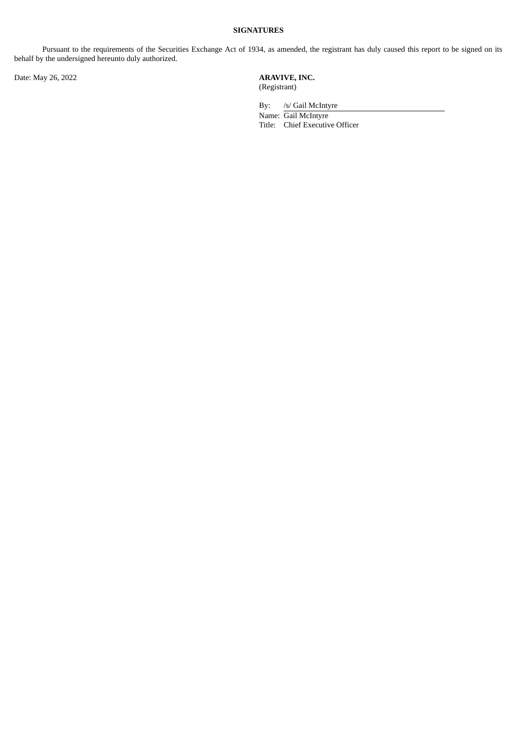**SIGNATURES**

Pursuant to the requirements of the Securities Exchange Act of 1934, as amended, the registrant has duly caused this report to be signed on its behalf by the undersigned hereunto duly authorized.

Date: May 26, 2022

**ARAVIVE, INC.**
(Registrant)

By: /s/ Gail McIntyre
Name: Gail McIntyre
Title: Chief Executive Officer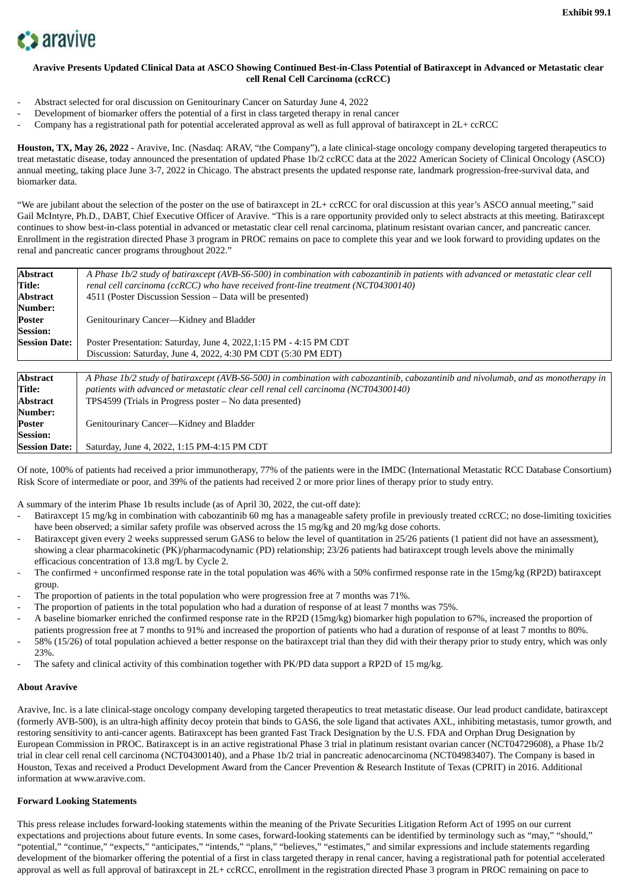**Exhibit 99.1**

aravive

**Aravive Presents Updated Clinical Data at ASCO Showing Continued Best-in-Class Potential of Batiraxcept in Advanced or Metastatic clear cell Renal Cell Carcinoma (ccRCC)**

- Abstract selected for oral discussion on Genitourinary Cancer on Saturday June 4, 2022
- Development of biomarker offers the potential of a first in class targeted therapy in renal cancer
- Company has a registrational path for potential accelerated approval as well as full approval of batiraxcept in 2L+ ccRCC

**Houston, TX, May 26, 2022** - Aravive, Inc. (Nasdaq: ARAV, "the Company"), a late clinical-stage oncology company developing targeted therapeutics to treat metastatic disease, today announced the presentation of updated Phase 1b/2 ccRCC data at the 2022 American Society of Clinical Oncology (ASCO) annual meeting, taking place June 3-7, 2022 in Chicago. The abstract presents the updated response rate, landmark progression-free-survival data, and biomarker data.

"We are jubilant about the selection of the poster on the use of batiraxcept in 2L+ ccRCC for oral discussion at this year's ASCO annual meeting," said Gail McIntyre, Ph.D., DABT, Chief Executive Officer of Aravive. "This is a rare opportunity provided only to select abstracts at this meeting. Batiraxcept continues to show best-in-class potential in advanced or metastatic clear cell renal carcinoma, platinum resistant ovarian cancer, and pancreatic cancer. Enrollment in the registration directed Phase 3 program in PROC remains on pace to complete this year and we look forward to providing updates on the renal and pancreatic cancer programs throughout 2022."

| | |
|---|---|
| **Abstract Title:** | *A Phase 1b/2 study of batiraxcept (AVB-S6-500) in combination with cabozantinib in patients with advanced or metastatic clear cell renal cell carcinoma (ccRCC) who have received front-line treatment (NCT04300140)* |
| **Abstract Number:** | 4511 (Poster Discussion Session – Data will be presented) |
| **Poster Session:** | Genitourinary Cancer—Kidney and Bladder |
| **Session Date:** | Poster Presentation: Saturday, June 4, 2022,1:15 PM - 4:15 PM CDT<br>Discussion: Saturday, June 4, 2022, 4:30 PM CDT (5:30 PM EDT) |

| | |
|---|---|
| **Abstract Title:** | *A Phase 1b/2 study of batiraxcept (AVB-S6-500) in combination with cabozantinib, cabozantinib and nivolumab, and as monotherapy in patients with advanced or metastatic clear cell renal cell carcinoma (NCT04300140)* |
| **Abstract Number:** | TPS4599 (Trials in Progress poster – No data presented) |
| **Poster Session:** | Genitourinary Cancer—Kidney and Bladder |
| **Session Date:** | Saturday, June 4, 2022, 1:15 PM-4:15 PM CDT |

Of note, 100% of patients had received a prior immunotherapy, 77% of the patients were in the IMDC (International Metastatic RCC Database Consortium) Risk Score of intermediate or poor, and 39% of the patients had received 2 or more prior lines of therapy prior to study entry.

A summary of the interim Phase 1b results include (as of April 30, 2022, the cut-off date):

- Batiraxcept 15 mg/kg in combination with cabozantinib 60 mg has a manageable safety profile in previously treated ccRCC; no dose-limiting toxicities have been observed; a similar safety profile was observed across the 15 mg/kg and 20 mg/kg dose cohorts.
- Batiraxcept given every 2 weeks suppressed serum GAS6 to below the level of quantitation in 25/26 patients (1 patient did not have an assessment), showing a clear pharmacokinetic (PK)/pharmacodynamic (PD) relationship; 23/26 patients had batiraxcept trough levels above the minimally efficacious concentration of 13.8 mg/L by Cycle 2.
- The confirmed + unconfirmed response rate in the total population was 46% with a 50% confirmed response rate in the 15mg/kg (RP2D) batiraxcept group.
- The proportion of patients in the total population who were progression free at 7 months was 71%.
- The proportion of patients in the total population who had a duration of response of at least 7 months was 75%.
- A baseline biomarker enriched the confirmed response rate in the RP2D (15mg/kg) biomarker high population to 67%, increased the proportion of patients progression free at 7 months to 91% and increased the proportion of patients who had a duration of response of at least 7 months to 80%.
- 58% (15/26) of total population achieved a better response on the batiraxcept trial than they did with their therapy prior to study entry, which was only 23%.
- The safety and clinical activity of this combination together with PK/PD data support a RP2D of 15 mg/kg.

**About Aravive**

Aravive, Inc. is a late clinical-stage oncology company developing targeted therapeutics to treat metastatic disease. Our lead product candidate, batiraxcept (formerly AVB-500), is an ultra-high affinity decoy protein that binds to GAS6, the sole ligand that activates AXL, inhibiting metastasis, tumor growth, and restoring sensitivity to anti-cancer agents. Batiraxcept has been granted Fast Track Designation by the U.S. FDA and Orphan Drug Designation by European Commission in PROC. Batiraxcept is in an active registrational Phase 3 trial in platinum resistant ovarian cancer (NCT04729608), a Phase 1b/2 trial in clear cell renal cell carcinoma (NCT04300140), and a Phase 1b/2 trial in pancreatic adenocarcinoma (NCT04983407). The Company is based in Houston, Texas and received a Product Development Award from the Cancer Prevention & Research Institute of Texas (CPRIT) in 2016. Additional information at www.aravive.com.

**Forward Looking Statements**

This press release includes forward-looking statements within the meaning of the Private Securities Litigation Reform Act of 1995 on our current expectations and projections about future events. In some cases, forward-looking statements can be identified by terminology such as "may," "should," "potential," "continue," "expects," "anticipates," "intends," "plans," "believes," "estimates," and similar expressions and include statements regarding development of the biomarker offering the potential of a first in class targeted therapy in renal cancer, having a registrational path for potential accelerated approval as well as full approval of batiraxcept in 2L+ ccRCC, enrollment in the registration directed Phase 3 program in PROC remaining on pace to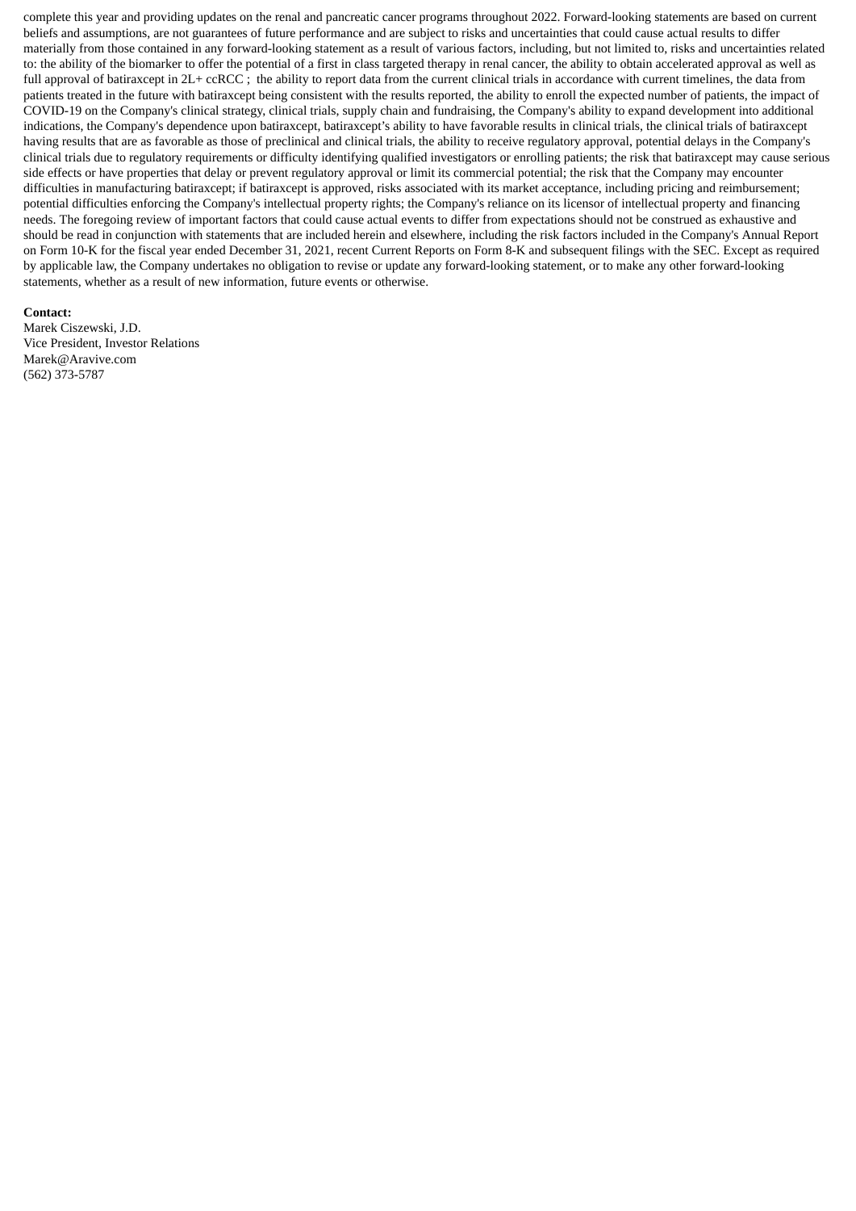complete this year and providing updates on the renal and pancreatic cancer programs throughout 2022. Forward-looking statements are based on current beliefs and assumptions, are not guarantees of future performance and are subject to risks and uncertainties that could cause actual results to differ materially from those contained in any forward-looking statement as a result of various factors, including, but not limited to, risks and uncertainties related to: the ability of the biomarker to offer the potential of a first in class targeted therapy in renal cancer, the ability to obtain accelerated approval as well as full approval of batiraxcept in 2L+ ccRCC ; the ability to report data from the current clinical trials in accordance with current timelines, the data from patients treated in the future with batiraxcept being consistent with the results reported, the ability to enroll the expected number of patients, the impact of COVID-19 on the Company's clinical strategy, clinical trials, supply chain and fundraising, the Company's ability to expand development into additional indications, the Company's dependence upon batiraxcept, batiraxcept's ability to have favorable results in clinical trials, the clinical trials of batiraxcept having results that are as favorable as those of preclinical and clinical trials, the ability to receive regulatory approval, potential delays in the Company's clinical trials due to regulatory requirements or difficulty identifying qualified investigators or enrolling patients; the risk that batiraxcept may cause serious side effects or have properties that delay or prevent regulatory approval or limit its commercial potential; the risk that the Company may encounter difficulties in manufacturing batiraxcept; if batiraxcept is approved, risks associated with its market acceptance, including pricing and reimbursement; potential difficulties enforcing the Company's intellectual property rights; the Company's reliance on its licensor of intellectual property and financing needs. The foregoing review of important factors that could cause actual events to differ from expectations should not be construed as exhaustive and should be read in conjunction with statements that are included herein and elsewhere, including the risk factors included in the Company's Annual Report on Form 10-K for the fiscal year ended December 31, 2021, recent Current Reports on Form 8-K and subsequent filings with the SEC. Except as required by applicable law, the Company undertakes no obligation to revise or update any forward-looking statement, or to make any other forward-looking statements, whether as a result of new information, future events or otherwise.

**Contact:**
Marek Ciszewski, J.D.
Vice President, Investor Relations
Marek@Aravive.com
(562) 373-5787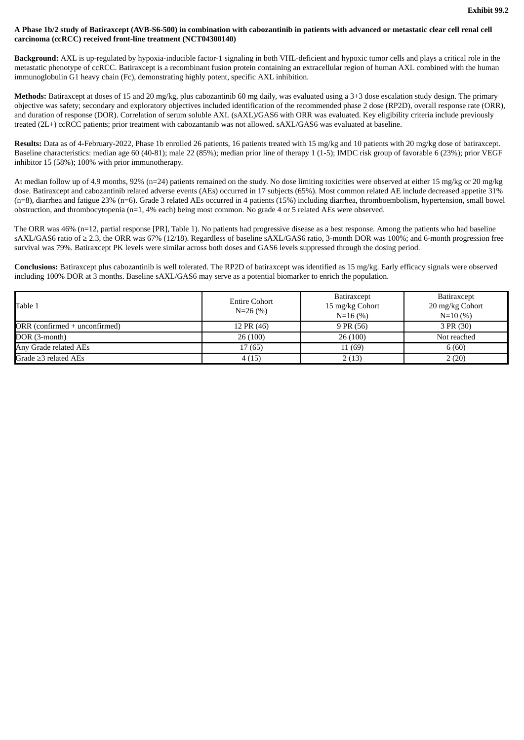Exhibit 99.2

**A Phase 1b/2 study of Batiraxcept (AVB-S6-500) in combination with cabozantinib in patients with advanced or metastatic clear cell renal cell carcinoma (ccRCC) received front-line treatment (NCT04300140)**

**Background:** AXL is up-regulated by hypoxia-inducible factor-1 signaling in both VHL-deficient and hypoxic tumor cells and plays a critical role in the metastatic phenotype of ccRCC. Batiraxcept is a recombinant fusion protein containing an extracellular region of human AXL combined with the human immunoglobulin G1 heavy chain (Fc), demonstrating highly potent, specific AXL inhibition.

**Methods:** Batiraxcept at doses of 15 and 20 mg/kg, plus cabozantinib 60 mg daily, was evaluated using a 3+3 dose escalation study design. The primary objective was safety; secondary and exploratory objectives included identification of the recommended phase 2 dose (RP2D), overall response rate (ORR), and duration of response (DOR). Correlation of serum soluble AXL (sAXL)/GAS6 with ORR was evaluated. Key eligibility criteria include previously treated (2L+) ccRCC patients; prior treatment with cabozantanib was not allowed. sAXL/GAS6 was evaluated at baseline.

**Results:** Data as of 4-February-2022, Phase 1b enrolled 26 patients, 16 patients treated with 15 mg/kg and 10 patients with 20 mg/kg dose of batiraxcept. Baseline characteristics: median age 60 (40-81); male 22 (85%); median prior line of therapy 1 (1-5); IMDC risk group of favorable 6 (23%); prior VEGF inhibitor 15 (58%); 100% with prior immunotherapy.

At median follow up of 4.9 months, 92% (n=24) patients remained on the study. No dose limiting toxicities were observed at either 15 mg/kg or 20 mg/kg dose. Batiraxcept and cabozantinib related adverse events (AEs) occurred in 17 subjects (65%). Most common related AE include decreased appetite 31% (n=8), diarrhea and fatigue 23% (n=6). Grade 3 related AEs occurred in 4 patients (15%) including diarrhea, thromboembolism, hypertension, small bowel obstruction, and thrombocytopenia (n=1, 4% each) being most common. No grade 4 or 5 related AEs were observed.

The ORR was 46% (n=12, partial response [PR], Table 1). No patients had progressive disease as a best response. Among the patients who had baseline sAXL/GAS6 ratio of ≥ 2.3, the ORR was 67% (12/18). Regardless of baseline sAXL/GAS6 ratio, 3-month DOR was 100%; and 6-month progression free survival was 79%. Batiraxcept PK levels were similar across both doses and GAS6 levels suppressed through the dosing period.

**Conclusions:** Batiraxcept plus cabozantinib is well tolerated. The RP2D of batiraxcept was identified as 15 mg/kg. Early efficacy signals were observed including 100% DOR at 3 months. Baseline sAXL/GAS6 may serve as a potential biomarker to enrich the population.

| Table 1 | Entire Cohort N=26 (%) | Batiraxcept 15 mg/kg Cohort N=16 (%) | Batiraxcept 20 mg/kg Cohort N=10 (%) |
|---|---|---|---|
| ORR (confirmed + unconfirmed) | 12 PR (46) | 9 PR (56) | 3 PR (30) |
| DOR (3-month) | 26 (100) | 26 (100) | Not reached |
| Any Grade related AEs | 17 (65) | 11 (69) | 6 (60) |
| Grade ≥3 related AEs | 4 (15) | 2 (13) | 2 (20) |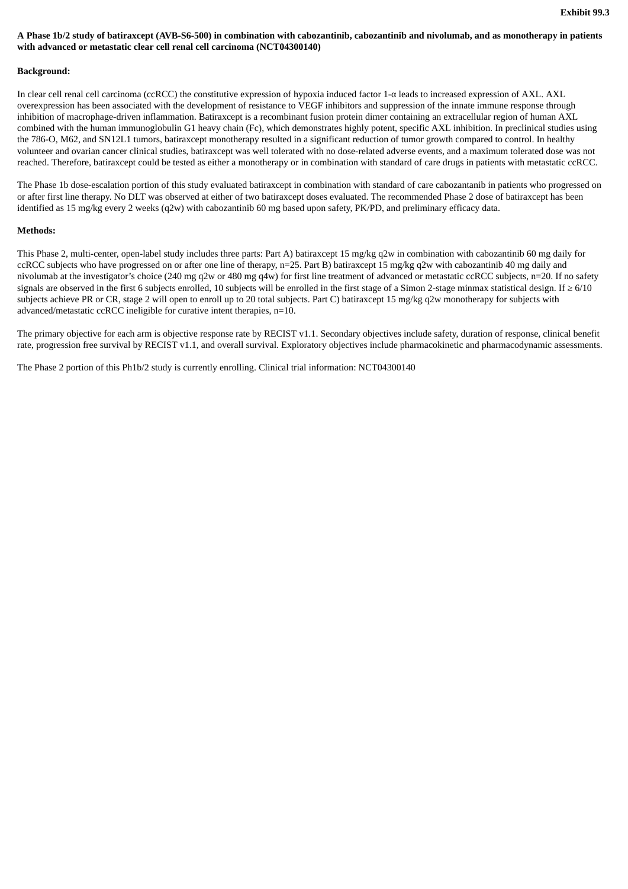Exhibit 99.3

**A Phase 1b/2 study of batiraxcept (AVB-S6-500) in combination with cabozantinib, cabozantinib and nivolumab, and as monotherapy in patients with advanced or metastatic clear cell renal cell carcinoma (NCT04300140)**

**Background:**

In clear cell renal cell carcinoma (ccRCC) the constitutive expression of hypoxia induced factor 1-α leads to increased expression of AXL. AXL overexpression has been associated with the development of resistance to VEGF inhibitors and suppression of the innate immune response through inhibition of macrophage-driven inflammation. Batiraxcept is a recombinant fusion protein dimer containing an extracellular region of human AXL combined with the human immunoglobulin G1 heavy chain (Fc), which demonstrates highly potent, specific AXL inhibition. In preclinical studies using the 786-O, M62, and SN12L1 tumors, batiraxcept monotherapy resulted in a significant reduction of tumor growth compared to control. In healthy volunteer and ovarian cancer clinical studies, batiraxcept was well tolerated with no dose-related adverse events, and a maximum tolerated dose was not reached. Therefore, batiraxcept could be tested as either a monotherapy or in combination with standard of care drugs in patients with metastatic ccRCC.

The Phase 1b dose-escalation portion of this study evaluated batiraxcept in combination with standard of care cabozantanib in patients who progressed on or after first line therapy. No DLT was observed at either of two batiraxcept doses evaluated. The recommended Phase 2 dose of batiraxcept has been identified as 15 mg/kg every 2 weeks (q2w) with cabozantinib 60 mg based upon safety, PK/PD, and preliminary efficacy data.

**Methods:**

This Phase 2, multi-center, open-label study includes three parts: Part A) batiraxcept 15 mg/kg q2w in combination with cabozantinib 60 mg daily for ccRCC subjects who have progressed on or after one line of therapy, n=25. Part B) batiraxcept 15 mg/kg q2w with cabozantinib 40 mg daily and nivolumab at the investigator's choice (240 mg q2w or 480 mg q4w) for first line treatment of advanced or metastatic ccRCC subjects, n=20. If no safety signals are observed in the first 6 subjects enrolled, 10 subjects will be enrolled in the first stage of a Simon 2-stage minmax statistical design. If ≥ 6/10 subjects achieve PR or CR, stage 2 will open to enroll up to 20 total subjects. Part C) batiraxcept 15 mg/kg q2w monotherapy for subjects with advanced/metastatic ccRCC ineligible for curative intent therapies, n=10.

The primary objective for each arm is objective response rate by RECIST v1.1. Secondary objectives include safety, duration of response, clinical benefit rate, progression free survival by RECIST v1.1, and overall survival. Exploratory objectives include pharmacokinetic and pharmacodynamic assessments.

The Phase 2 portion of this Ph1b/2 study is currently enrolling. Clinical trial information: NCT04300140